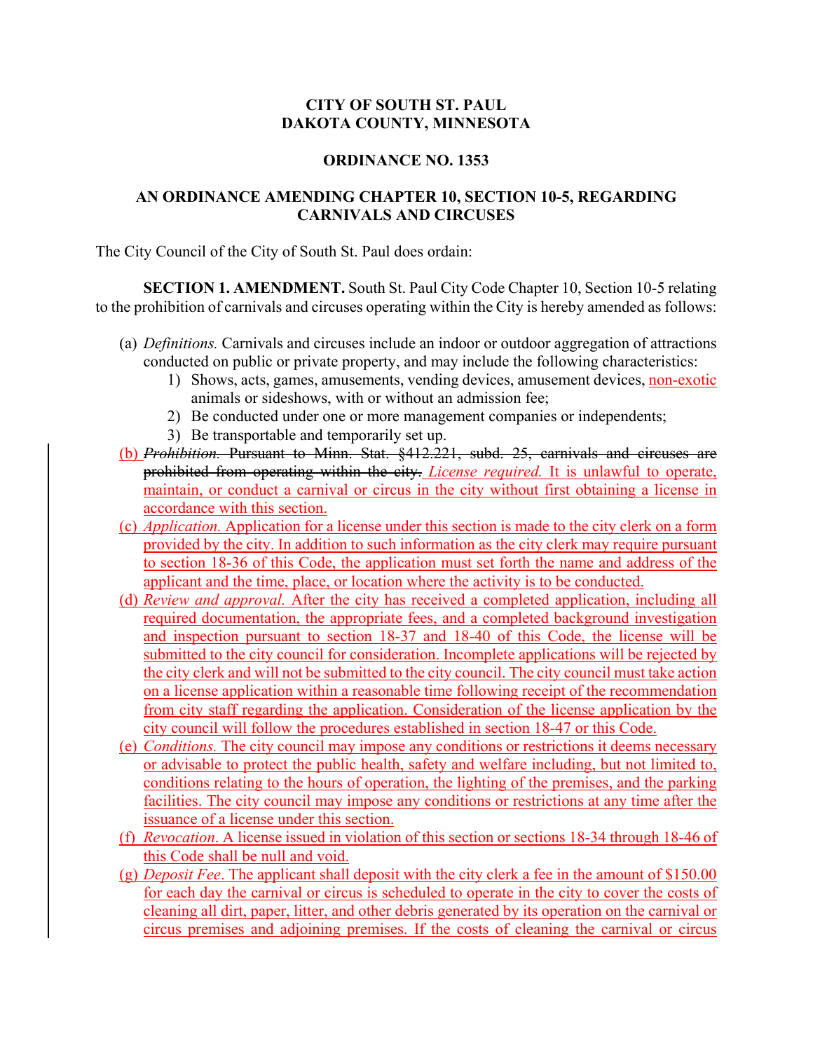**CITY OF SOUTH ST. PAUL**
**DAKOTA COUNTY, MINNESOTA**

**ORDINANCE NO. 1353**

**AN ORDINANCE AMENDING CHAPTER 10, SECTION 10-5, REGARDING CARNIVALS AND CIRCUSES**

The City Council of the City of South St. Paul does ordain:

**SECTION 1. AMENDMENT.** South St. Paul City Code Chapter 10, Section 10-5 relating to the prohibition of carnivals and circuses operating within the City is hereby amended as follows:

(a) *Definitions.* Carnivals and circuses include an indoor or outdoor aggregation of attractions conducted on public or private property, and may include the following characteristics:
   1) Shows, acts, games, amusements, vending devices, amusement devices, <u>non-exotic</u> animals or sideshows, with or without an admission fee;
   2) Be conducted under one or more management companies or independents;
   3) Be transportable and temporarily set up.

<u>(b)</u> ~~*Prohibition.* Pursuant to Minn. Stat. §412.221, subd. 25, carnivals and circuses are prohibited from operating within the city.~~ <u>*License required.* It is unlawful to operate, maintain, or conduct a carnival or circus in the city without first obtaining a license in accordance with this section.</u>

<u>(c) *Application.* Application for a license under this section is made to the city clerk on a form provided by the city. In addition to such information as the city clerk may require pursuant to section 18-36 of this Code, the application must set forth the name and address of the applicant and the time, place, or location where the activity is to be conducted.</u>

<u>(d) *Review and approval.* After the city has received a completed application, including all required documentation, the appropriate fees, and a completed background investigation and inspection pursuant to section 18-37 and 18-40 of this Code, the license will be submitted to the city council for consideration. Incomplete applications will be rejected by the city clerk and will not be submitted to the city council. The city council must take action on a license application within a reasonable time following receipt of the recommendation from city staff regarding the application. Consideration of the license application by the city council will follow the procedures established in section 18-47 or this Code.</u>

<u>(e) *Conditions.* The city council may impose any conditions or restrictions it deems necessary or advisable to protect the public health, safety and welfare including, but not limited to, conditions relating to the hours of operation, the lighting of the premises, and the parking facilities. The city council may impose any conditions or restrictions at any time after the issuance of a license under this section.</u>

<u>(f) *Revocation*. A license issued in violation of this section or sections 18-34 through 18-46 of this Code shall be null and void.</u>

<u>(g) *Deposit Fee*. The applicant shall deposit with the city clerk a fee in the amount of $150.00 for each day the carnival or circus is scheduled to operate in the city to cover the costs of cleaning all dirt, paper, litter, and other debris generated by its operation on the carnival or circus premises and adjoining premises. If the costs of cleaning the carnival or circus</u>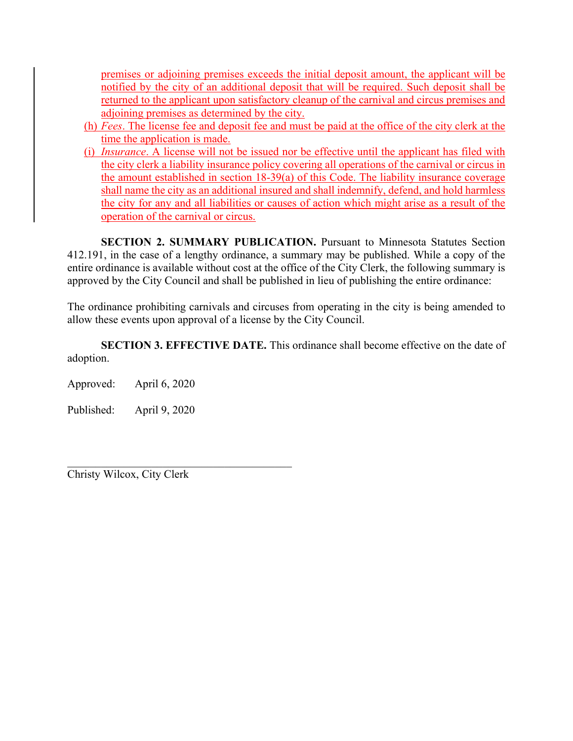premises or adjoining premises exceeds the initial deposit amount, the applicant will be notified by the city of an additional deposit that will be required. Such deposit shall be returned to the applicant upon satisfactory cleanup of the carnival and circus premises and adjoining premises as determined by the city.

(h) *Fees*. The license fee and deposit fee and must be paid at the office of the city clerk at the time the application is made.

(i) *Insurance*. A license will not be issued nor be effective until the applicant has filed with the city clerk a liability insurance policy covering all operations of the carnival or circus in the amount established in section 18-39(a) of this Code. The liability insurance coverage shall name the city as an additional insured and shall indemnify, defend, and hold harmless the city for any and all liabilities or causes of action which might arise as a result of the operation of the carnival or circus.

**SECTION 2. SUMMARY PUBLICATION.** Pursuant to Minnesota Statutes Section 412.191, in the case of a lengthy ordinance, a summary may be published. While a copy of the entire ordinance is available without cost at the office of the City Clerk, the following summary is approved by the City Council and shall be published in lieu of publishing the entire ordinance:

The ordinance prohibiting carnivals and circuses from operating in the city is being amended to allow these events upon approval of a license by the City Council.

**SECTION 3. EFFECTIVE DATE.** This ordinance shall become effective on the date of adoption.

Approved: April 6, 2020

Published: April 9, 2020

Christy Wilcox, City Clerk